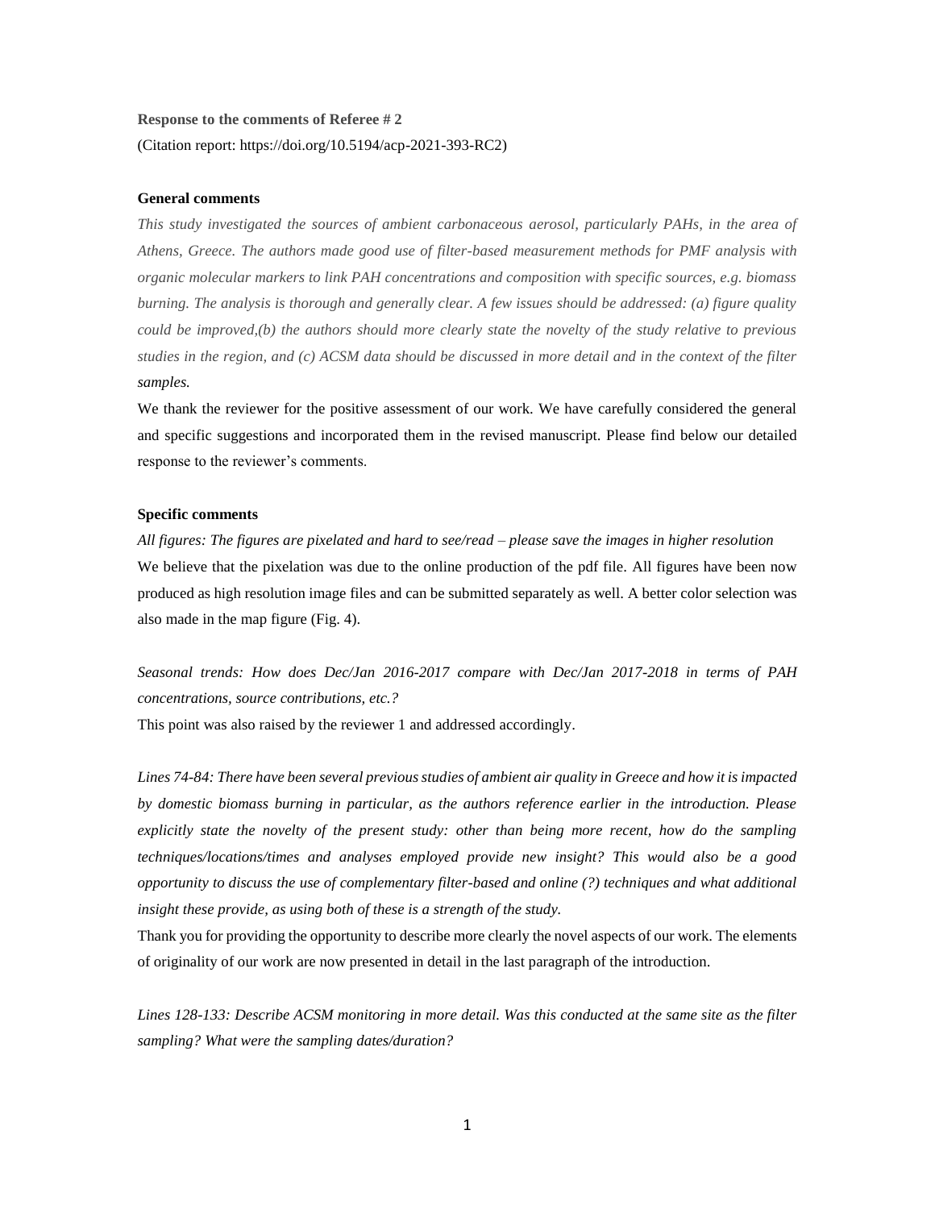**Response to the comments of Referee # 2**

(Citation report: https://doi.org/10.5194/acp-2021-393-RC2)

**General comments**

*This study investigated the sources of ambient carbonaceous aerosol, particularly PAHs, in the area of Athens, Greece. The authors made good use of filter-based measurement methods for PMF analysis with organic molecular markers to link PAH concentrations and composition with specific sources, e.g. biomass burning. The analysis is thorough and generally clear. A few issues should be addressed: (a) figure quality could be improved,(b) the authors should more clearly state the novelty of the study relative to previous studies in the region, and (c) ACSM data should be discussed in more detail and in the context of the filter samples.*

We thank the reviewer for the positive assessment of our work. We have carefully considered the general and specific suggestions and incorporated them in the revised manuscript. Please find below our detailed response to the reviewer's comments.

**Specific comments**

*All figures: The figures are pixelated and hard to see/read – please save the images in higher resolution*

We believe that the pixelation was due to the online production of the pdf file. All figures have been now produced as high resolution image files and can be submitted separately as well. A better color selection was also made in the map figure (Fig. 4).

*Seasonal trends: How does Dec/Jan 2016-2017 compare with Dec/Jan 2017-2018 in terms of PAH concentrations, source contributions, etc.?*

This point was also raised by the reviewer 1 and addressed accordingly.

*Lines 74-84: There have been several previous studies of ambient air quality in Greece and how it is impacted by domestic biomass burning in particular, as the authors reference earlier in the introduction. Please explicitly state the novelty of the present study: other than being more recent, how do the sampling techniques/locations/times and analyses employed provide new insight? This would also be a good opportunity to discuss the use of complementary filter-based and online (?) techniques and what additional insight these provide, as using both of these is a strength of the study.*

Thank you for providing the opportunity to describe more clearly the novel aspects of our work. The elements of originality of our work are now presented in detail in the last paragraph of the introduction.

*Lines 128-133: Describe ACSM monitoring in more detail. Was this conducted at the same site as the filter sampling? What were the sampling dates/duration?*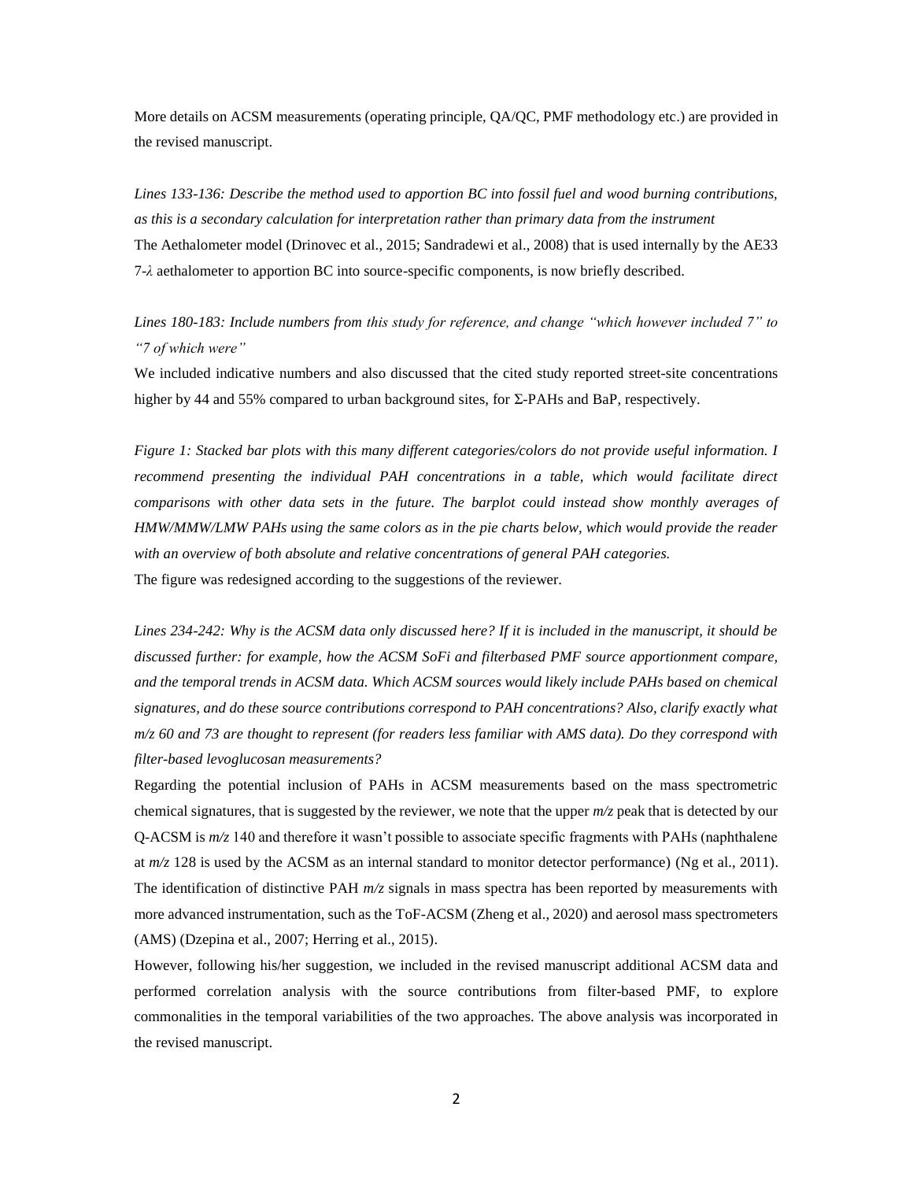More details on ACSM measurements (operating principle, QA/QC, PMF methodology etc.) are provided in the revised manuscript.

*Lines 133-136: Describe the method used to apportion BC into fossil fuel and wood burning contributions, as this is a secondary calculation for interpretation rather than primary data from the instrument*

The Aethalometer model (Drinovec et al., 2015; Sandradewi et al., 2008) that is used internally by the AE33 7-$\lambda$ aethalometer to apportion BC into source-specific components, is now briefly described.

*Lines 180-183: Include numbers from this study for reference, and change "which however included 7" to "7 of which were"*

We included indicative numbers and also discussed that the cited study reported street-site concentrations higher by 44 and 55% compared to urban background sites, for Σ-PAHs and BaP, respectively.

*Figure 1: Stacked bar plots with this many different categories/colors do not provide useful information. I recommend presenting the individual PAH concentrations in a table, which would facilitate direct comparisons with other data sets in the future. The barplot could instead show monthly averages of HMW/MMW/LMW PAHs using the same colors as in the pie charts below, which would provide the reader with an overview of both absolute and relative concentrations of general PAH categories.*

The figure was redesigned according to the suggestions of the reviewer.

*Lines 234-242: Why is the ACSM data only discussed here? If it is included in the manuscript, it should be discussed further: for example, how the ACSM SoFi and filterbased PMF source apportionment compare, and the temporal trends in ACSM data. Which ACSM sources would likely include PAHs based on chemical signatures, and do these source contributions correspond to PAH concentrations? Also, clarify exactly what m/z 60 and 73 are thought to represent (for readers less familiar with AMS data). Do they correspond with filter-based levoglucosan measurements?*

Regarding the potential inclusion of PAHs in ACSM measurements based on the mass spectrometric chemical signatures, that is suggested by the reviewer, we note that the upper *m/z* peak that is detected by our Q-ACSM is *m/z* 140 and therefore it wasn't possible to associate specific fragments with PAHs (naphthalene at *m/z* 128 is used by the ACSM as an internal standard to monitor detector performance) (Ng et al., 2011). The identification of distinctive PAH *m/z* signals in mass spectra has been reported by measurements with more advanced instrumentation, such as the ToF-ACSM (Zheng et al., 2020) and aerosol mass spectrometers (AMS) (Dzepina et al., 2007; Herring et al., 2015).

However, following his/her suggestion, we included in the revised manuscript additional ACSM data and performed correlation analysis with the source contributions from filter-based PMF, to explore commonalities in the temporal variabilities of the two approaches. The above analysis was incorporated in the revised manuscript.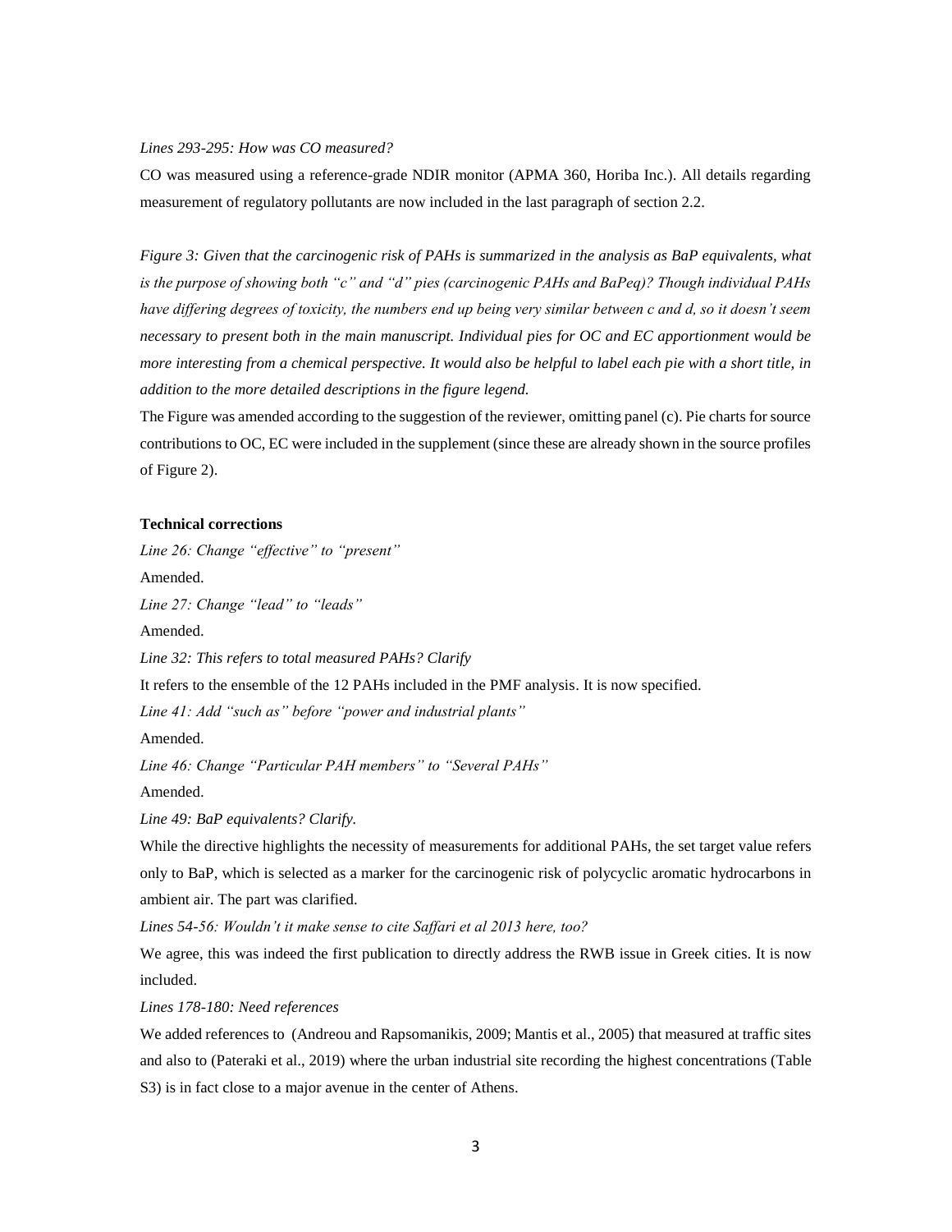*Lines 293-295: How was CO measured?*

CO was measured using a reference-grade NDIR monitor (APMA 360, Horiba Inc.). All details regarding measurement of regulatory pollutants are now included in the last paragraph of section 2.2.

*Figure 3: Given that the carcinogenic risk of PAHs is summarized in the analysis as BaP equivalents, what is the purpose of showing both "c" and "d" pies (carcinogenic PAHs and BaPeq)? Though individual PAHs have differing degrees of toxicity, the numbers end up being very similar between c and d, so it doesn't seem necessary to present both in the main manuscript. Individual pies for OC and EC apportionment would be more interesting from a chemical perspective. It would also be helpful to label each pie with a short title, in addition to the more detailed descriptions in the figure legend.*

The Figure was amended according to the suggestion of the reviewer, omitting panel (c). Pie charts for source contributions to OC, EC were included in the supplement (since these are already shown in the source profiles of Figure 2).

**Technical corrections**

*Line 26: Change "effective" to "present"*

Amended.

*Line 27: Change "lead" to "leads"*

Amended.

*Line 32: This refers to total measured PAHs? Clarify*

It refers to the ensemble of the 12 PAHs included in the PMF analysis. It is now specified.

*Line 41: Add "such as" before "power and industrial plants"*

Amended.

*Line 46: Change "Particular PAH members" to "Several PAHs"*

Amended.

*Line 49: BaP equivalents? Clarify.*

While the directive highlights the necessity of measurements for additional PAHs, the set target value refers only to BaP, which is selected as a marker for the carcinogenic risk of polycyclic aromatic hydrocarbons in ambient air. The part was clarified.

*Lines 54-56: Wouldn't it make sense to cite Saffari et al 2013 here, too?*

We agree, this was indeed the first publication to directly address the RWB issue in Greek cities. It is now included.

*Lines 178-180: Need references*

We added references to (Andreou and Rapsomanikis, 2009; Mantis et al., 2005) that measured at traffic sites and also to (Pateraki et al., 2019) where the urban industrial site recording the highest concentrations (Table S3) is in fact close to a major avenue in the center of Athens.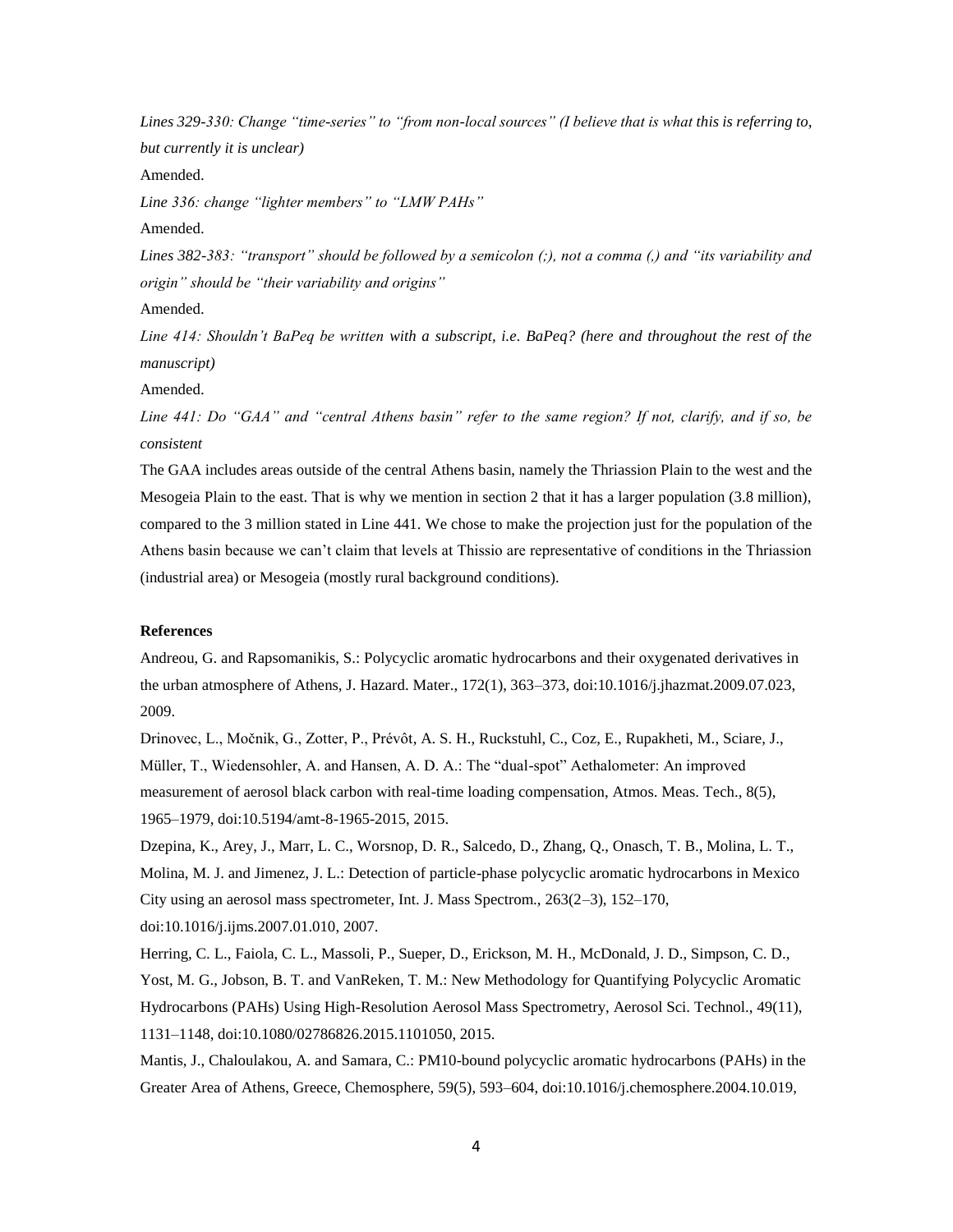*Lines 329-330: Change "time-series" to "from non-local sources" (I believe that is what this is referring to, but currently it is unclear)*

Amended.

*Line 336: change "lighter members" to "LMW PAHs"*

Amended.

*Lines 382-383: "transport" should be followed by a semicolon (;), not a comma (,) and "its variability and origin" should be "their variability and origins"*

Amended.

*Line 414: Shouldn't BaPeq be written with a subscript, i.e. $BaP_{eq}$? (here and throughout the rest of the manuscript)*

Amended.

*Line 441: Do "GAA" and "central Athens basin" refer to the same region? If not, clarify, and if so, be consistent*

The GAA includes areas outside of the central Athens basin, namely the Thriassion Plain to the west and the Mesogeia Plain to the east. That is why we mention in section 2 that it has a larger population (3.8 million), compared to the 3 million stated in Line 441. We chose to make the projection just for the population of the Athens basin because we can't claim that levels at Thissio are representative of conditions in the Thriassion (industrial area) or Mesogeia (mostly rural background conditions).

**References**

Andreou, G. and Rapsomanikis, S.: Polycyclic aromatic hydrocarbons and their oxygenated derivatives in the urban atmosphere of Athens, J. Hazard. Mater., 172(1), 363–373, doi:10.1016/j.jhazmat.2009.07.023, 2009.

Drinovec, L., Močnik, G., Zotter, P., Prévôt, A. S. H., Ruckstuhl, C., Coz, E., Rupakheti, M., Sciare, J., Müller, T., Wiedensohler, A. and Hansen, A. D. A.: The "dual-spot" Aethalometer: An improved measurement of aerosol black carbon with real-time loading compensation, Atmos. Meas. Tech., 8(5), 1965–1979, doi:10.5194/amt-8-1965-2015, 2015.

Dzepina, K., Arey, J., Marr, L. C., Worsnop, D. R., Salcedo, D., Zhang, Q., Onasch, T. B., Molina, L. T., Molina, M. J. and Jimenez, J. L.: Detection of particle-phase polycyclic aromatic hydrocarbons in Mexico City using an aerosol mass spectrometer, Int. J. Mass Spectrom., 263(2–3), 152–170, doi:10.1016/j.ijms.2007.01.010, 2007.

Herring, C. L., Faiola, C. L., Massoli, P., Sueper, D., Erickson, M. H., McDonald, J. D., Simpson, C. D., Yost, M. G., Jobson, B. T. and VanReken, T. M.: New Methodology for Quantifying Polycyclic Aromatic Hydrocarbons (PAHs) Using High-Resolution Aerosol Mass Spectrometry, Aerosol Sci. Technol., 49(11), 1131–1148, doi:10.1080/02786826.2015.1101050, 2015.

Mantis, J., Chaloulakou, A. and Samara, C.: PM10-bound polycyclic aromatic hydrocarbons (PAHs) in the Greater Area of Athens, Greece, Chemosphere, 59(5), 593–604, doi:10.1016/j.chemosphere.2004.10.019,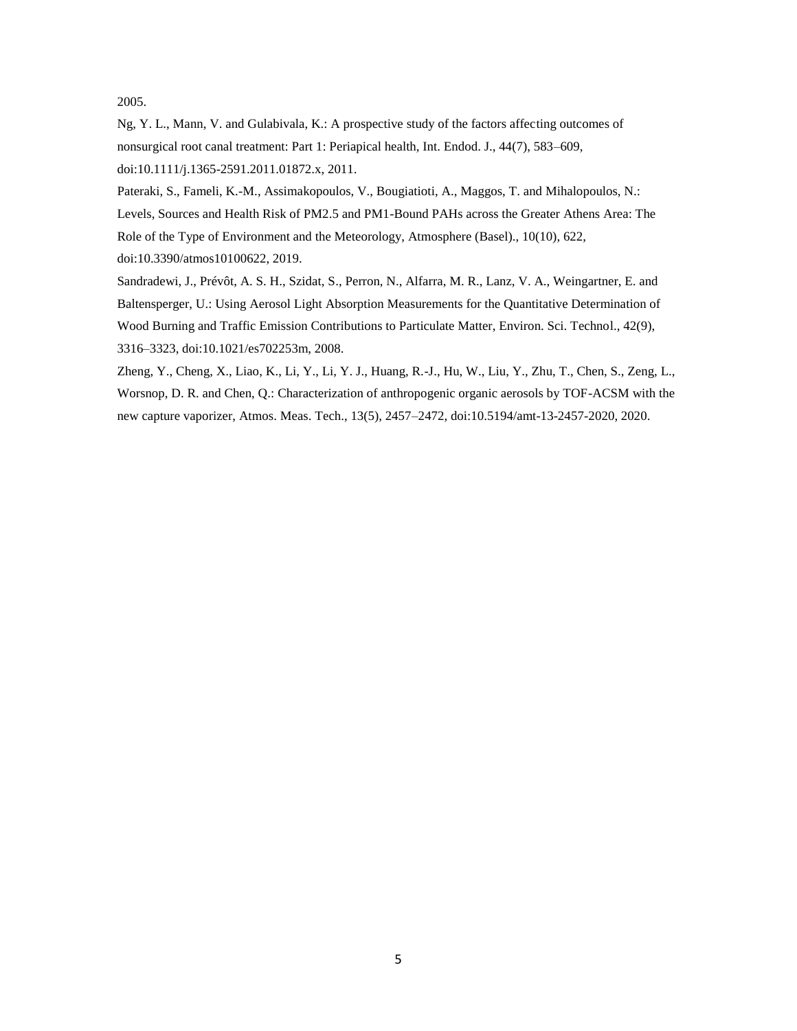2005.

Ng, Y. L., Mann, V. and Gulabivala, K.: A prospective study of the factors affecting outcomes of nonsurgical root canal treatment: Part 1: Periapical health, Int. Endod. J., 44(7), 583–609, doi:10.1111/j.1365-2591.2011.01872.x, 2011.

Pateraki, S., Fameli, K.-M., Assimakopoulos, V., Bougiatioti, A., Maggos, T. and Mihalopoulos, N.: Levels, Sources and Health Risk of PM2.5 and PM1-Bound PAHs across the Greater Athens Area: The Role of the Type of Environment and the Meteorology, Atmosphere (Basel)., 10(10), 622, doi:10.3390/atmos10100622, 2019.

Sandradewi, J., Prévôt, A. S. H., Szidat, S., Perron, N., Alfarra, M. R., Lanz, V. A., Weingartner, E. and Baltensperger, U.: Using Aerosol Light Absorption Measurements for the Quantitative Determination of Wood Burning and Traffic Emission Contributions to Particulate Matter, Environ. Sci. Technol., 42(9), 3316–3323, doi:10.1021/es702253m, 2008.

Zheng, Y., Cheng, X., Liao, K., Li, Y., Li, Y. J., Huang, R.-J., Hu, W., Liu, Y., Zhu, T., Chen, S., Zeng, L., Worsnop, D. R. and Chen, Q.: Characterization of anthropogenic organic aerosols by TOF-ACSM with the new capture vaporizer, Atmos. Meas. Tech., 13(5), 2457–2472, doi:10.5194/amt-13-2457-2020, 2020.